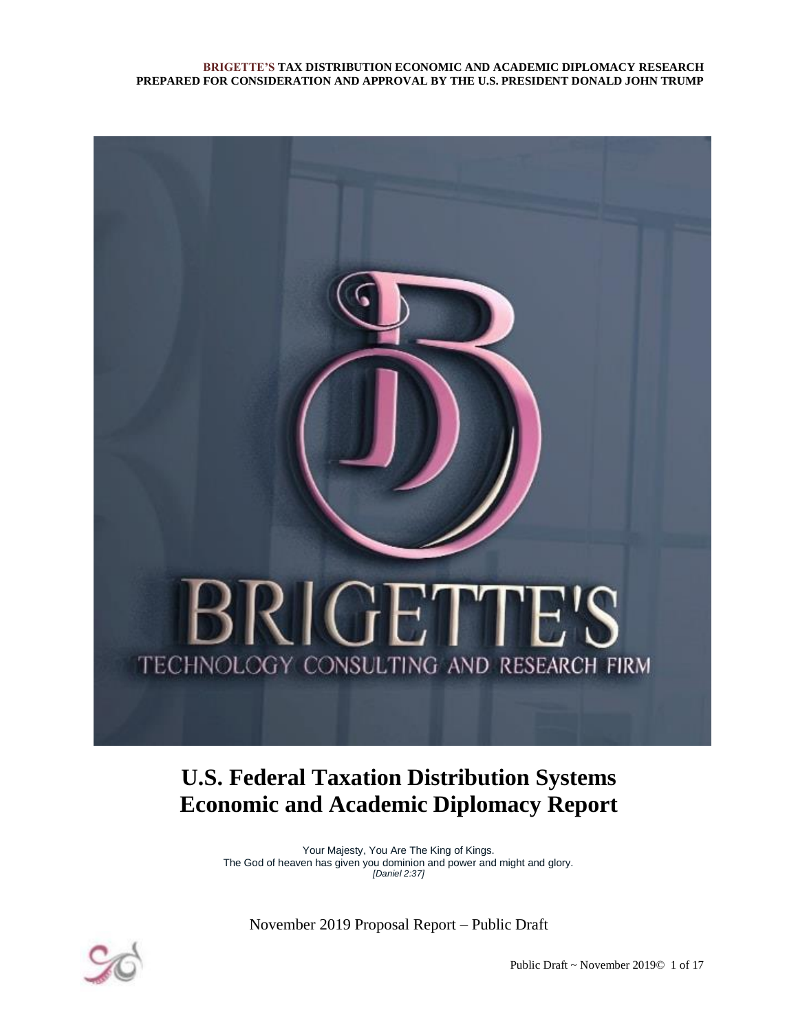**BRIGETTE'S TAX DISTRIBUTION ECONOMIC AND ACADEMIC DIPLOMACY RESEARCH**
**PREPARED FOR CONSIDERATION AND APPROVAL BY THE U.S. PRESIDENT DONALD JOHN TRUMP**

BRIGETTE'S

TECHNOLOGY CONSULTING AND RESEARCH FIRM

# U.S. Federal Taxation Distribution Systems Economic and Academic Diplomacy Report

Your Majesty, You Are The King of Kings.
The God of heaven has given you dominion and power and might and glory.
*[Daniel 2:37]*

November 2019 Proposal Report – Public Draft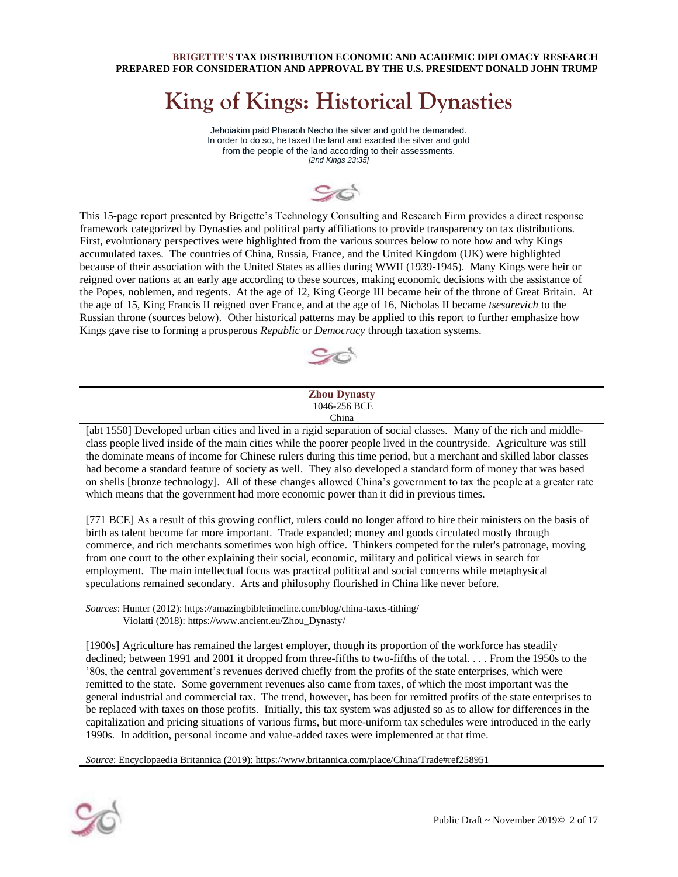**BRIGETTE'S TAX DISTRIBUTION ECONOMIC AND ACADEMIC DIPLOMACY RESEARCH**
**PREPARED FOR CONSIDERATION AND APPROVAL BY THE U.S. PRESIDENT DONALD JOHN TRUMP**

# King of Kings: Historical Dynasties

Jehoiakim paid Pharaoh Necho the silver and gold he demanded.
In order to do so, he taxed the land and exacted the silver and gold
from the people of the land according to their assessments.
*[2nd Kings 23:35]*

This 15-page report presented by Brigette's Technology Consulting and Research Firm provides a direct response framework categorized by Dynasties and political party affiliations to provide transparency on tax distributions. First, evolutionary perspectives were highlighted from the various sources below to note how and why Kings accumulated taxes. The countries of China, Russia, France, and the United Kingdom (UK) were highlighted because of their association with the United States as allies during WWII (1939-1945). Many Kings were heir or reigned over nations at an early age according to these sources, making economic decisions with the assistance of the Popes, noblemen, and regents. At the age of 12, King George III became heir of the throne of Great Britain. At the age of 15, King Francis II reigned over France, and at the age of 16, Nicholas II became *tsesarevich* to the Russian throne (sources below). Other historical patterns may be applied to this report to further emphasize how Kings gave rise to forming a prosperous *Republic* or *Democracy* through taxation systems.

---

**Zhou Dynasty**
1046-256 BCE
China

[abt 1550] Developed urban cities and lived in a rigid separation of social classes. Many of the rich and middle-class people lived inside of the main cities while the poorer people lived in the countryside. Agriculture was still the dominate means of income for Chinese rulers during this time period, but a merchant and skilled labor classes had become a standard feature of society as well. They also developed a standard form of money that was based on shells [bronze technology]. All of these changes allowed China's government to tax the people at a greater rate which means that the government had more economic power than it did in previous times.

[771 BCE] As a result of this growing conflict, rulers could no longer afford to hire their ministers on the basis of birth as talent become far more important. Trade expanded; money and goods circulated mostly through commerce, and rich merchants sometimes won high office. Thinkers competed for the ruler's patronage, moving from one court to the other explaining their social, economic, military and political views in search for employment. The main intellectual focus was practical political and social concerns while metaphysical speculations remained secondary. Arts and philosophy flourished in China like never before.

*Sources*: Hunter (2012): https://amazingbibletimeline.com/blog/china-taxes-tithing/
Violatti (2018): https://www.ancient.eu/Zhou_Dynasty/

[1900s] Agriculture has remained the largest employer, though its proportion of the workforce has steadily declined; between 1991 and 2001 it dropped from three-fifths to two-fifths of the total. . . . From the 1950s to the '80s, the central government's revenues derived chiefly from the profits of the state enterprises, which were remitted to the state. Some government revenues also came from taxes, of which the most important was the general industrial and commercial tax. The trend, however, has been for remitted profits of the state enterprises to be replaced with taxes on those profits. Initially, this tax system was adjusted so as to allow for differences in the capitalization and pricing situations of various firms, but more-uniform tax schedules were introduced in the early 1990s. In addition, personal income and value-added taxes were implemented at that time.

*Source*: Encyclopaedia Britannica (2019): https://www.britannica.com/place/China/Trade#ref258951

Public Draft ~ November 2019©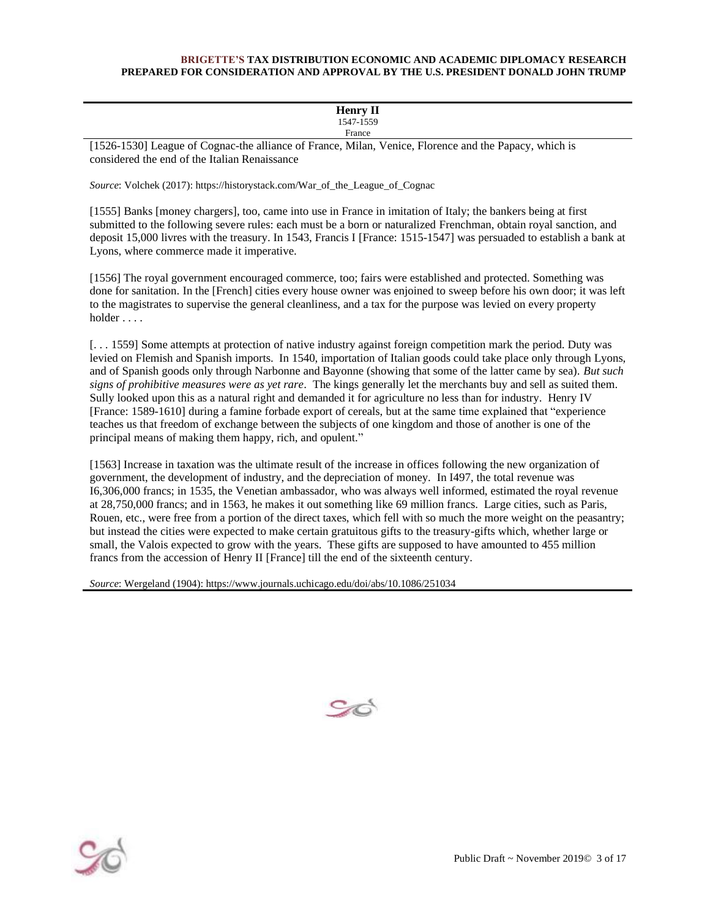**Henry II**
1547-1559
France

[1526-1530] League of Cognac-the alliance of France, Milan, Venice, Florence and the Papacy, which is considered the end of the Italian Renaissance

*Source*: Volchek (2017): https://historystack.com/War_of_the_League_of_Cognac

[1555] Banks [money chargers], too, came into use in France in imitation of Italy; the bankers being at first submitted to the following severe rules: each must be a born or naturalized Frenchman, obtain royal sanction, and deposit 15,000 livres with the treasury. In 1543, Francis I [France: 1515-1547] was persuaded to establish a bank at Lyons, where commerce made it imperative.

[1556] The royal government encouraged commerce, too; fairs were established and protected. Something was done for sanitation. In the [French] cities every house owner was enjoined to sweep before his own door; it was left to the magistrates to supervise the general cleanliness, and a tax for the purpose was levied on every property holder . . . .

[. . . 1559] Some attempts at protection of native industry against foreign competition mark the period. Duty was levied on Flemish and Spanish imports. In 1540, importation of Italian goods could take place only through Lyons, and of Spanish goods only through Narbonne and Bayonne (showing that some of the latter came by sea). *But such signs of prohibitive measures were as yet rare*. The kings generally let the merchants buy and sell as suited them. Sully looked upon this as a natural right and demanded it for agriculture no less than for industry. Henry IV [France: 1589-1610] during a famine forbade export of cereals, but at the same time explained that "experience teaches us that freedom of exchange between the subjects of one kingdom and those of another is one of the principal means of making them happy, rich, and opulent."

[1563] Increase in taxation was the ultimate result of the increase in offices following the new organization of government, the development of industry, and the depreciation of money. In I497, the total revenue was I6,306,000 francs; in 1535, the Venetian ambassador, who was always well informed, estimated the royal revenue at 28,750,000 francs; and in 1563, he makes it out something like 69 million francs. Large cities, such as Paris, Rouen, etc., were free from a portion of the direct taxes, which fell with so much the more weight on the peasantry; but instead the cities were expected to make certain gratuitous gifts to the treasury-gifts which, whether large or small, the Valois expected to grow with the years. These gifts are supposed to have amounted to 455 million francs from the accession of Henry II [France] till the end of the sixteenth century.

*Source*: Wergeland (1904): https://www.journals.uchicago.edu/doi/abs/10.1086/251034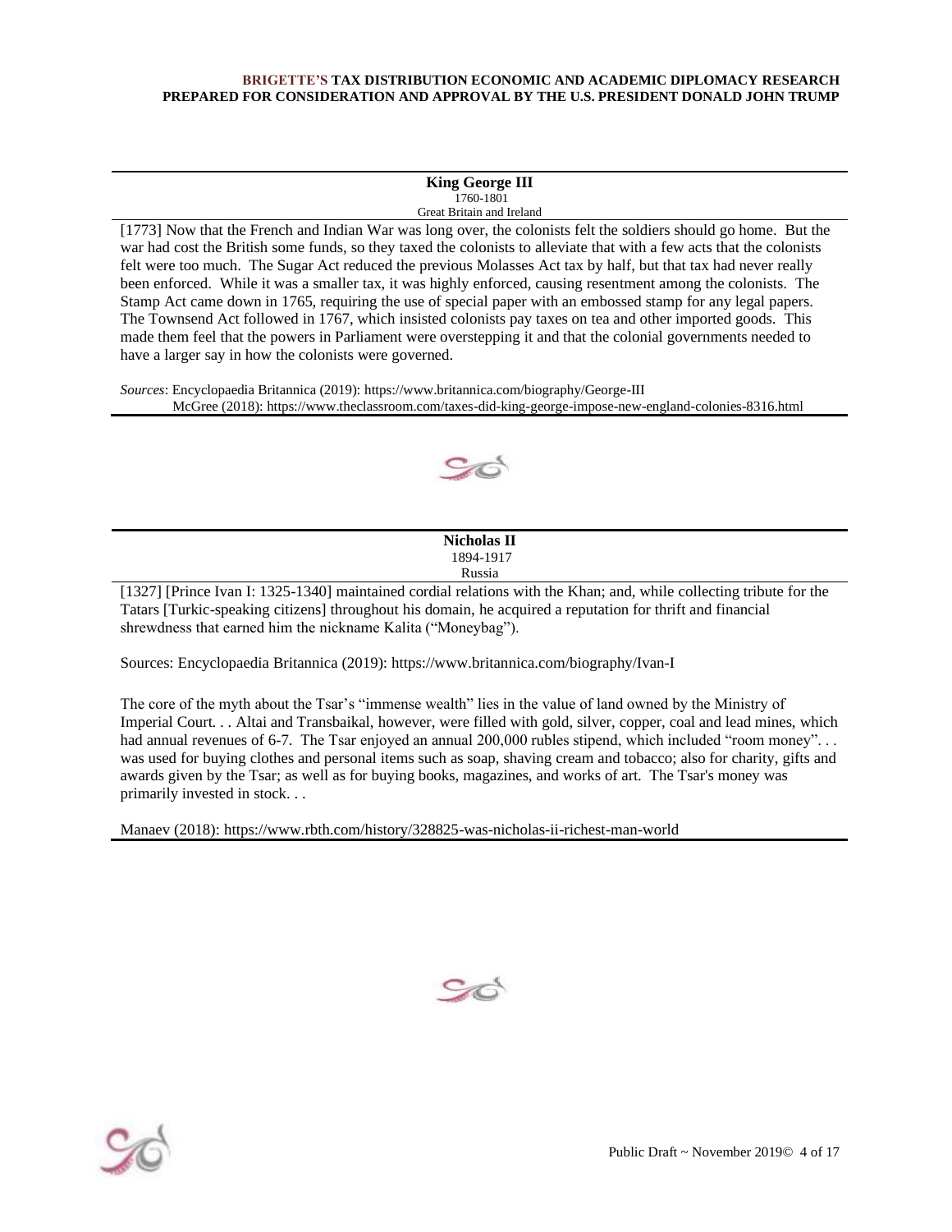**King George III**
1760-1801
Great Britain and Ireland

[1773] Now that the French and Indian War was long over, the colonists felt the soldiers should go home. But the war had cost the British some funds, so they taxed the colonists to alleviate that with a few acts that the colonists felt were too much. The Sugar Act reduced the previous Molasses Act tax by half, but that tax had never really been enforced. While it was a smaller tax, it was highly enforced, causing resentment among the colonists. The Stamp Act came down in 1765, requiring the use of special paper with an embossed stamp for any legal papers. The Townsend Act followed in 1767, which insisted colonists pay taxes on tea and other imported goods. This made them feel that the powers in Parliament were overstepping it and that the colonial governments needed to have a larger say in how the colonists were governed.

*Sources*: Encyclopaedia Britannica (2019): https://www.britannica.com/biography/George-III
McGree (2018): https://www.theclassroom.com/taxes-did-king-george-impose-new-england-colonies-8316.html

---

**Nicholas II**
1894-1917
Russia

[1327] [Prince Ivan I: 1325-1340] maintained cordial relations with the Khan; and, while collecting tribute for the Tatars [Turkic-speaking citizens] throughout his domain, he acquired a reputation for thrift and financial shrewdness that earned him the nickname Kalita ("Moneybag").

Sources: Encyclopaedia Britannica (2019): https://www.britannica.com/biography/Ivan-I

The core of the myth about the Tsar's "immense wealth" lies in the value of land owned by the Ministry of Imperial Court. . . Altai and Transbaikal, however, were filled with gold, silver, copper, coal and lead mines, which had annual revenues of 6-7. The Tsar enjoyed an annual 200,000 rubles stipend, which included "room money". . . was used for buying clothes and personal items such as soap, shaving cream and tobacco; also for charity, gifts and awards given by the Tsar; as well as for buying books, magazines, and works of art. The Tsar's money was primarily invested in stock. . .

Manaev (2018): https://www.rbth.com/history/328825-was-nicholas-ii-richest-man-world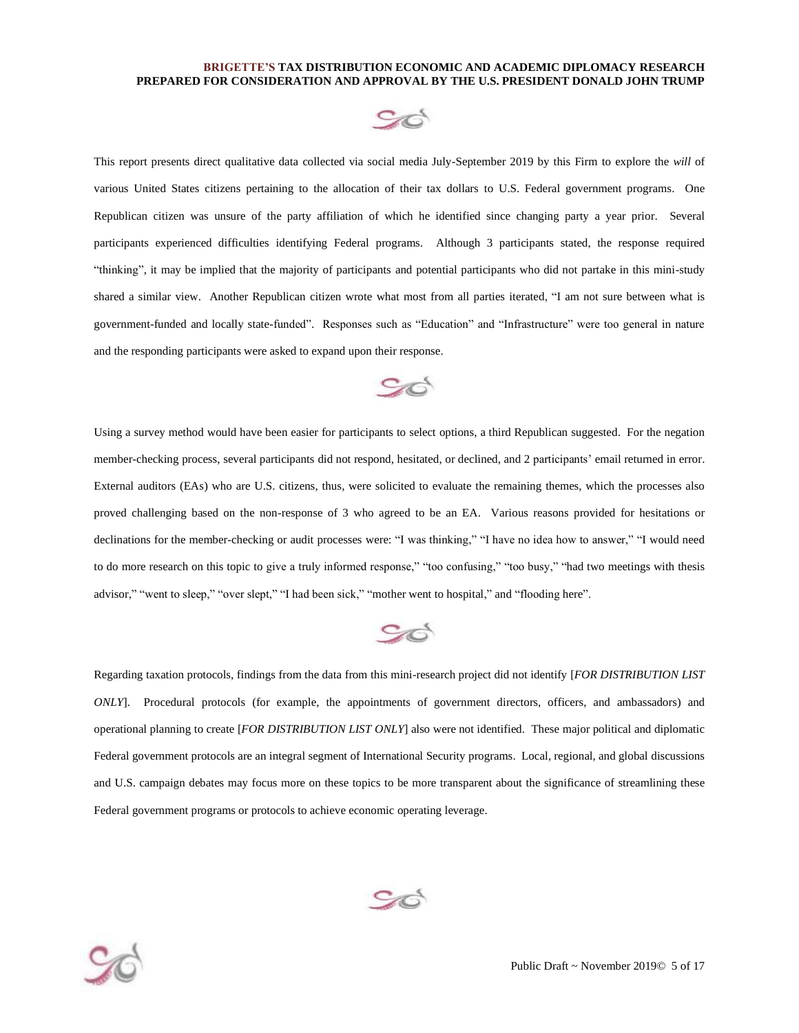This report presents direct qualitative data collected via social media July-September 2019 by this Firm to explore the *will* of various United States citizens pertaining to the allocation of their tax dollars to U.S. Federal government programs. One Republican citizen was unsure of the party affiliation of which he identified since changing party a year prior. Several participants experienced difficulties identifying Federal programs. Although 3 participants stated, the response required "thinking", it may be implied that the majority of participants and potential participants who did not partake in this mini-study shared a similar view. Another Republican citizen wrote what most from all parties iterated, "I am not sure between what is government-funded and locally state-funded". Responses such as "Education" and "Infrastructure" were too general in nature and the responding participants were asked to expand upon their response.

Using a survey method would have been easier for participants to select options, a third Republican suggested. For the negation member-checking process, several participants did not respond, hesitated, or declined, and 2 participants' email returned in error. External auditors (EAs) who are U.S. citizens, thus, were solicited to evaluate the remaining themes, which the processes also proved challenging based on the non-response of 3 who agreed to be an EA. Various reasons provided for hesitations or declinations for the member-checking or audit processes were: "I was thinking," "I have no idea how to answer," "I would need to do more research on this topic to give a truly informed response," "too confusing," "too busy," "had two meetings with thesis advisor," "went to sleep," "over slept," "I had been sick," "mother went to hospital," and "flooding here".

Regarding taxation protocols, findings from the data from this mini-research project did not identify [*FOR DISTRIBUTION LIST ONLY*]. Procedural protocols (for example, the appointments of government directors, officers, and ambassadors) and operational planning to create [*FOR DISTRIBUTION LIST ONLY*] also were not identified. These major political and diplomatic Federal government protocols are an integral segment of International Security programs. Local, regional, and global discussions and U.S. campaign debates may focus more on these topics to be more transparent about the significance of streamlining these Federal government programs or protocols to achieve economic operating leverage.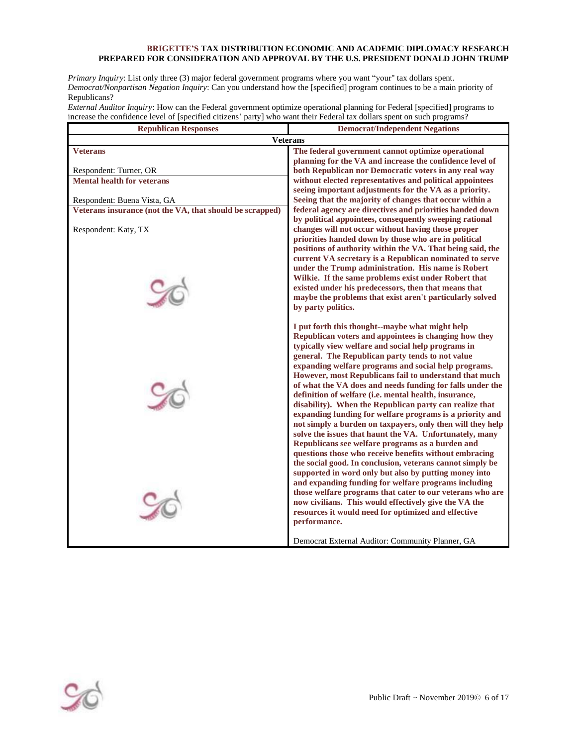**BRIGETTE'S TAX DISTRIBUTION ECONOMIC AND ACADEMIC DIPLOMACY RESEARCH PREPARED FOR CONSIDERATION AND APPROVAL BY THE U.S. PRESIDENT DONALD JOHN TRUMP**

*Primary Inquiry*: List only three (3) major federal government programs where you want "your" tax dollars spent.
*Democrat/Nonpartisan Negation Inquiry*: Can you understand how the [specified] program continues to be a main priority of Republicans?
*External Auditor Inquiry*: How can the Federal government optimize operational planning for Federal [specified] programs to increase the confidence level of [specified citizens' party] who want their Federal tax dollars spent on such programs?

| Republican Responses | Democrat/Independent Negations |
|---|---|
| **Veterans** | |
| **Veterans**<br><br>Respondent: Turner, OR<br><br>**Mental health for veterans**<br><br>Respondent: Buena Vista, GA<br><br>**Veterans insurance (not the VA, that should be scrapped)**<br><br>Respondent: Katy, TX | **The federal government cannot optimize operational planning for the VA and increase the confidence level of both Republican nor Democratic voters in any real way without elected representatives and political appointees seeing important adjustments for the VA as a priority. Seeing that the majority of changes that occur within a federal agency are directives and priorities handed down by political appointees, consequently sweeping rational changes will not occur without having those proper priorities handed down by those who are in political positions of authority within the VA. That being said, the current VA secretary is a Republican nominated to serve under the Trump administration. His name is Robert Wilkie. If the same problems exist under Robert that existed under his predecessors, then that means that maybe the problems that exist aren't particularly solved by party politics.**<br><br>**I put forth this thought--maybe what might help Republican voters and appointees is changing how they typically view welfare and social help programs in general. The Republican party tends to not value expanding welfare programs and social help programs. However, most Republicans fail to understand that much of what the VA does and needs funding for falls under the definition of welfare (i.e. mental health, insurance, disability). When the Republican party can realize that expanding funding for welfare programs is a priority and not simply a burden on taxpayers, only then will they help solve the issues that haunt the VA. Unfortunately, many Republicans see welfare programs as a burden and questions those who receive benefits without embracing the social good. In conclusion, veterans cannot simply be supported in word only but also by putting money into and expanding funding for welfare programs including those welfare programs that cater to our veterans who are now civilians. This would effectively give the VA the resources it would need for optimized and effective performance.**<br><br>Democrat External Auditor: Community Planner, GA |

Public Draft ~ November 2019©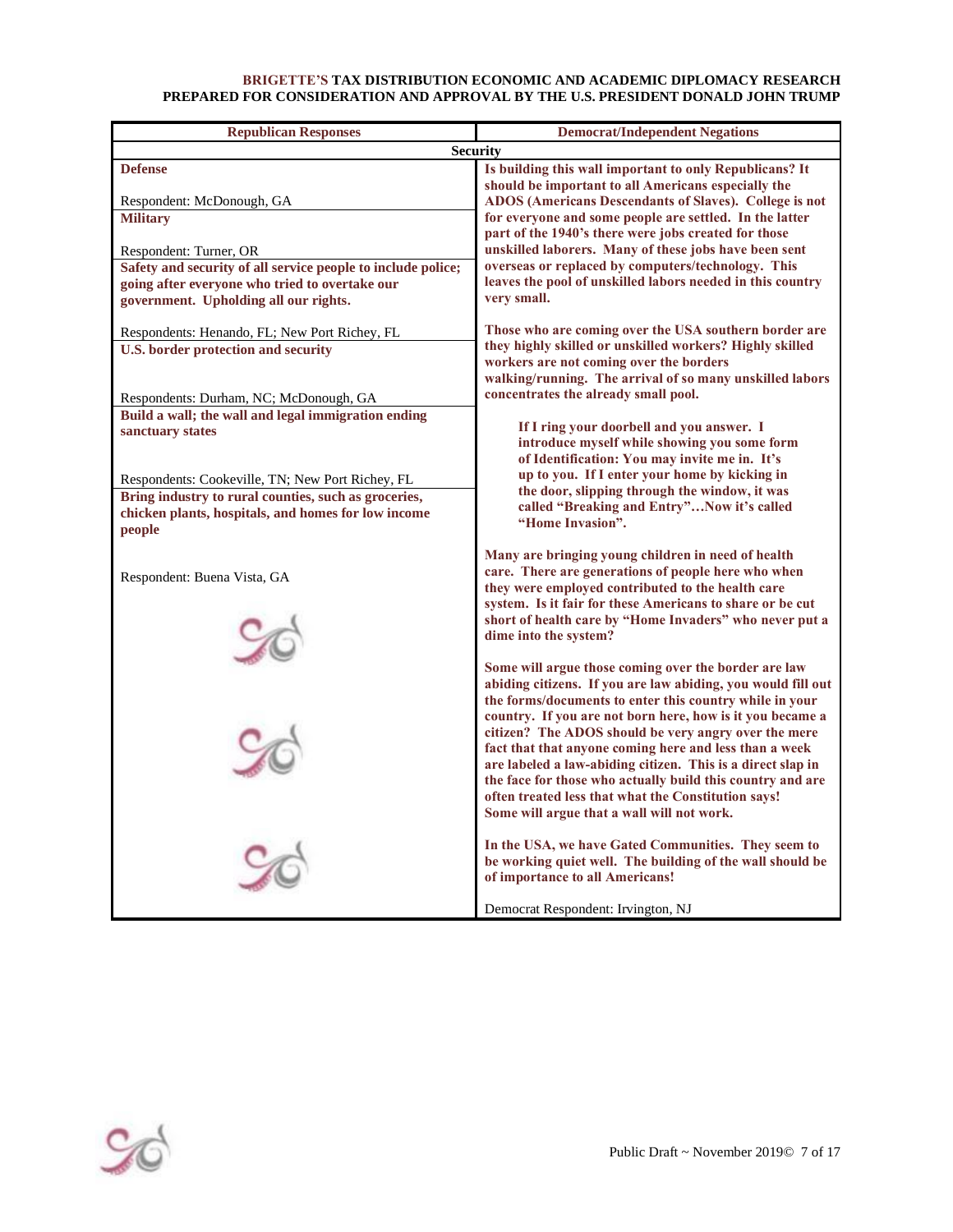**BRIGETTE'S TAX DISTRIBUTION ECONOMIC AND ACADEMIC DIPLOMACY RESEARCH**
**PREPARED FOR CONSIDERATION AND APPROVAL BY THE U.S. PRESIDENT DONALD JOHN TRUMP**

| **Republican Responses** | **Democrat/Independent Negations** |
|---|---|
| **Security** | |
| **Defense**<br><br>Respondent: McDonough, GA<br><br>**Military**<br><br>Respondent: Turner, OR<br><br>**Safety and security of all service people to include police; going after everyone who tried to overtake our government. Upholding all our rights.**<br><br>Respondents: Henando, FL; New Port Richey, FL<br><br>**U.S. border protection and security**<br><br>Respondents: Durham, NC; McDonough, GA<br><br>**Build a wall; the wall and legal immigration ending sanctuary states**<br><br>Respondents: Cookeville, TN; New Port Richey, FL<br><br>**Bring industry to rural counties, such as groceries, chicken plants, hospitals, and homes for low income people**<br><br>Respondent: Buena Vista, GA | **Is building this wall important to only Republicans? It should be important to all Americans especially the ADOS (Americans Descendants of Slaves). College is not for everyone and some people are settled. In the latter part of the 1940's there were jobs created for those unskilled laborers. Many of these jobs have been sent overseas or replaced by computers/technology. This leaves the pool of unskilled labors needed in this country very small.**<br><br>**Those who are coming over the USA southern border are they highly skilled or unskilled workers? Highly skilled workers are not coming over the borders walking/running. The arrival of so many unskilled labors concentrates the already small pool.**<br><br>**If I ring your doorbell and you answer. I introduce myself while showing you some form of Identification: You may invite me in. It's up to you. If I enter your home by kicking in the door, slipping through the window, it was called "Breaking and Entry"…Now it's called "Home Invasion".**<br><br>**Many are bringing young children in need of health care. There are generations of people here who when they were employed contributed to the health care system. Is it fair for these Americans to share or be cut short of health care by "Home Invaders" who never put a dime into the system?**<br><br>**Some will argue those coming over the border are law abiding citizens. If you are law abiding, you would fill out the forms/documents to enter this country while in your country. If you are not born here, how is it you became a citizen? The ADOS should be very angry over the mere fact that that anyone coming here and less than a week are labeled a law-abiding citizen. This is a direct slap in the face for those who actually build this country and are often treated less that what the Constitution says! Some will argue that a wall will not work.**<br><br>**In the USA, we have Gated Communities. They seem to be working quiet well. The building of the wall should be of importance to all Americans!**<br><br>Democrat Respondent: Irvington, NJ |

Public Draft ~ November 2019©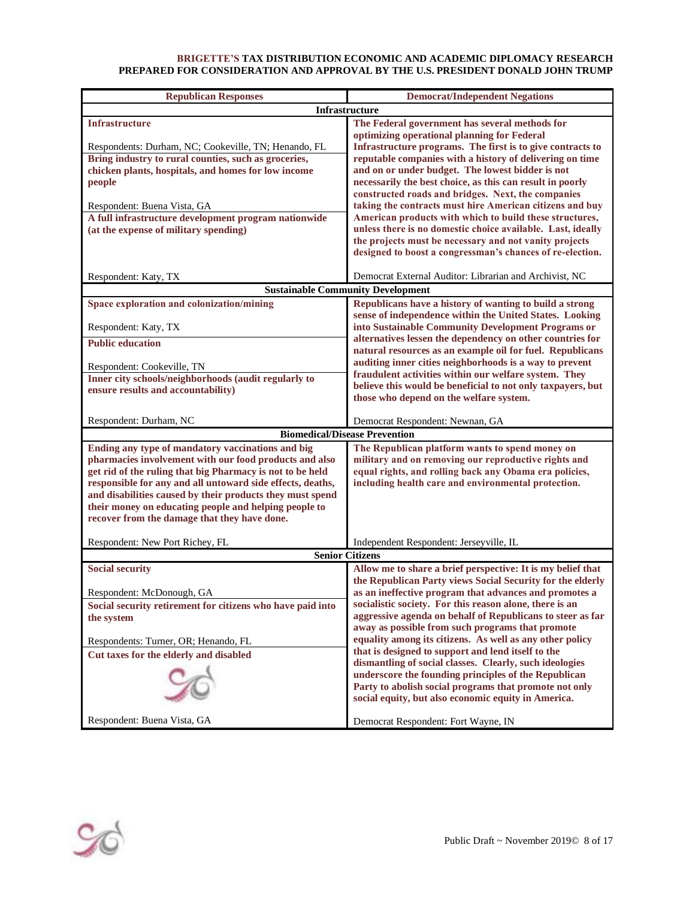**BRIGETTE'S TAX DISTRIBUTION ECONOMIC AND ACADEMIC DIPLOMACY RESEARCH**
**PREPARED FOR CONSIDERATION AND APPROVAL BY THE U.S. PRESIDENT DONALD JOHN TRUMP**

| Republican Responses | Democrat/Independent Negations |
|---|---|
| **Infrastructure** | |
| **Infrastructure**<br><br>Respondents: Durham, NC; Cookeville, TN; Henando, FL<br><br>**Bring industry to rural counties, such as groceries, chicken plants, hospitals, and homes for low income people**<br><br>Respondent: Buena Vista, GA<br><br>**A full infrastructure development program nationwide (at the expense of military spending)**<br><br>Respondent: Katy, TX | **The Federal government has several methods for optimizing operational planning for Federal Infrastructure programs. The first is to give contracts to reputable companies with a history of delivering on time and on or under budget. The lowest bidder is not necessarily the best choice, as this can result in poorly constructed roads and bridges. Next, the companies taking the contracts must hire American citizens and buy American products with which to build these structures, unless there is no domestic choice available. Last, ideally the projects must be necessary and not vanity projects designed to boost a congressman's chances of re-election.**<br><br>Democrat External Auditor: Librarian and Archivist, NC |
| **Sustainable Community Development** | |
| **Space exploration and colonization/mining**<br><br>Respondent: Katy, TX<br><br>**Public education**<br><br>Respondent: Cookeville, TN<br><br>**Inner city schools/neighborhoods (audit regularly to ensure results and accountability)**<br><br>Respondent: Durham, NC | **Republicans have a history of wanting to build a strong sense of independence within the United States. Looking into Sustainable Community Development Programs or alternatives lessen the dependency on other countries for natural resources as an example oil for fuel. Republicans auditing inner cities neighborhoods is a way to prevent fraudulent activities within our welfare system. They believe this would be beneficial to not only taxpayers, but those who depend on the welfare system.**<br><br>Democrat Respondent: Newnan, GA |
| **Biomedical/Disease Prevention** | |
| **Ending any type of mandatory vaccinations and big pharmacies involvement with our food products and also get rid of the ruling that big Pharmacy is not to be held responsible for any and all untoward side effects, deaths, and disabilities caused by their products they must spend their money on educating people and helping people to recover from the damage that they have done.**<br><br>Respondent: New Port Richey, FL | **The Republican platform wants to spend money on military and on removing our reproductive rights and equal rights, and rolling back any Obama era policies, including health care and environmental protection.**<br><br>Independent Respondent: Jerseyville, IL |
| **Senior Citizens** | |
| **Social security**<br><br>Respondent: McDonough, GA<br><br>**Social security retirement for citizens who have paid into the system**<br><br>Respondents: Turner, OR; Henando, FL<br><br>**Cut taxes for the elderly and disabled**<br><br>Respondent: Buena Vista, GA | **Allow me to share a brief perspective: It is my belief that the Republican Party views Social Security for the elderly as an ineffective program that advances and promotes a socialistic society. For this reason alone, there is an aggressive agenda on behalf of Republicans to steer as far away as possible from such programs that promote equality among its citizens. As well as any other policy that is designed to support and lend itself to the dismantling of social classes. Clearly, such ideologies underscore the founding principles of the Republican Party to abolish social programs that promote not only social equity, but also economic equity in America.**<br><br>Democrat Respondent: Fort Wayne, IN |

Public Draft ~ November 2019©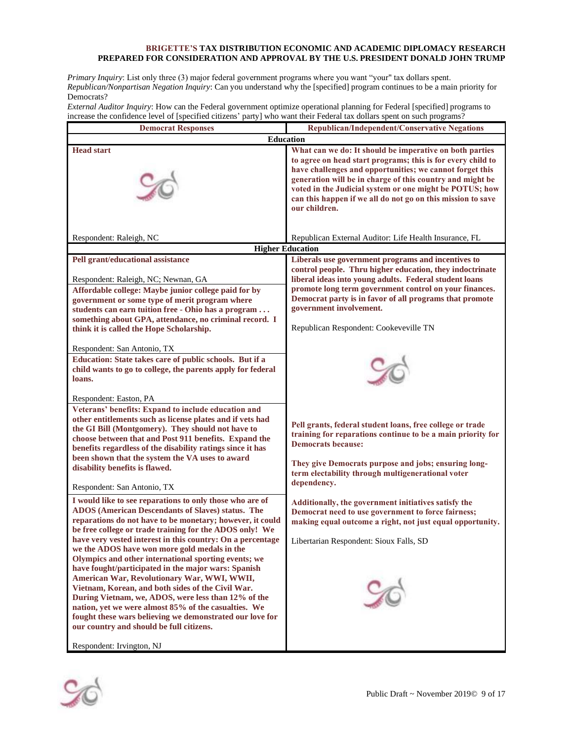**BRIGETTE'S TAX DISTRIBUTION ECONOMIC AND ACADEMIC DIPLOMACY RESEARCH**
**PREPARED FOR CONSIDERATION AND APPROVAL BY THE U.S. PRESIDENT DONALD JOHN TRUMP**

*Primary Inquiry*: List only three (3) major federal government programs where you want "your" tax dollars spent.
*Republican/Nonpartisan Negation Inquiry*: Can you understand why the [specified] program continues to be a main priority for Democrats?
*External Auditor Inquiry*: How can the Federal government optimize operational planning for Federal [specified] programs to increase the confidence level of [specified citizens' party] who want their Federal tax dollars spent on such programs?

| Democrat Responses | Republican/Independent/Conservative Negations |
|---|---|
| **Education** | |
| **Head start**<br><br>Respondent: Raleigh, NC | **What can we do: It should be imperative on both parties to agree on head start programs; this is for every child to have challenges and opportunities; we cannot forget this generation will be in charge of this country and might be voted in the Judicial system or one might be POTUS; how can this happen if we all do not go on this mission to save our children.**<br><br>Republican External Auditor: Life Health Insurance, FL |
| **Higher Education** | |
| **Pell grant/educational assistance**<br><br>Respondent: Raleigh, NC; Newnan, GA | **Liberals use government programs and incentives to control people. Thru higher education, they indoctrinate liberal ideas into young adults. Federal student loans promote long term government control on your finances. Democrat party is in favor of all programs that promote government involvement.**<br><br>Republican Respondent: Cookeveville TN |
| **Affordable college: Maybe junior college paid for by government or some type of merit program where students can earn tuition free - Ohio has a program . . . something about GPA, attendance, no criminal record. I think it is called the Hope Scholarship.**<br><br>Respondent: San Antonio, TX | |
| **Education: State takes care of public schools. But if a child wants to go to college, the parents apply for federal loans.**<br><br>Respondent: Easton, PA | |
| **Veterans' benefits: Expand to include education and other entitlements such as license plates and if vets had the GI Bill (Montgomery). They should not have to choose between that and Post 911 benefits. Expand the benefits regardless of the disability ratings since it has been shown that the system the VA uses to award disability benefits is flawed.**<br><br>Respondent: San Antonio, TX | **Pell grants, federal student loans, free college or trade training for reparations continue to be a main priority for Democrats because:**<br><br>**They give Democrats purpose and jobs; ensuring long-term electability through multigenerational voter dependency.**<br><br>**Additionally, the government initiatives satisfy the Democrat need to use government to force fairness; making equal outcome a right, not just equal opportunity.**<br><br>Libertarian Respondent: Sioux Falls, SD |
| **I would like to see reparations to only those who are of ADOS (American Descendants of Slaves) status. The reparations do not have to be monetary; however, it could be free college or trade training for the ADOS only! We have very vested interest in this country: On a percentage we the ADOS have won more gold medals in the Olympics and other international sporting events; we have fought/participated in the major wars: Spanish American War, Revolutionary War, WWI, WWII, Vietnam, Korean, and both sides of the Civil War. During Vietnam, we, ADOS, were less than 12% of the nation, yet we were almost 85% of the casualties. We fought these wars believing we demonstrated our love for our country and should be full citizens.**<br><br>Respondent: Irvington, NJ | |

Public Draft ~ November 2019©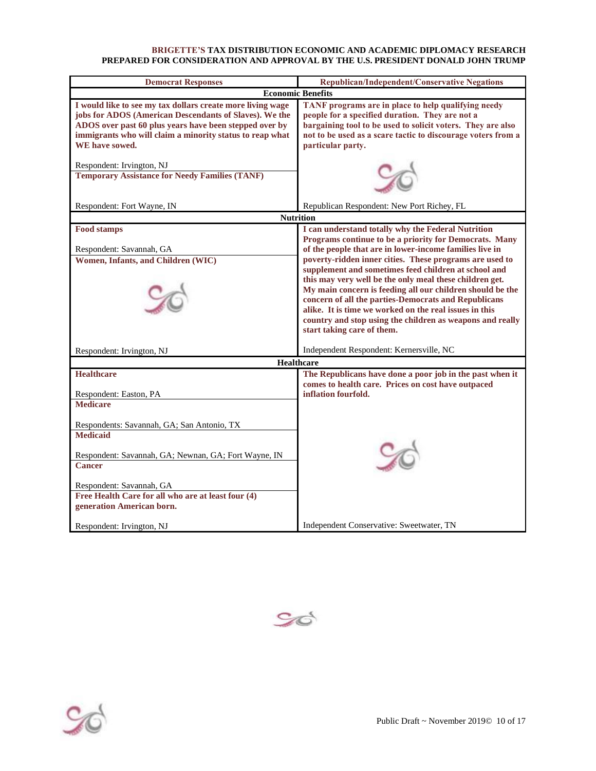**BRIGETTE'S TAX DISTRIBUTION ECONOMIC AND ACADEMIC DIPLOMACY RESEARCH**
**PREPARED FOR CONSIDERATION AND APPROVAL BY THE U.S. PRESIDENT DONALD JOHN TRUMP**

| Democrat Responses | Republican/Independent/Conservative Negations |
|---|---|
| **Economic Benefits** | |
| **I would like to see my tax dollars create more living wage jobs for ADOS (American Descendants of Slaves). We the ADOS over past 60 plus years have been stepped over by immigrants who will claim a minority status to reap what WE have sowed.**<br><br>Respondent: Irvington, NJ | **TANF programs are in place to help qualifying needy people for a specified duration. They are not a bargaining tool to be used to solicit voters. They are also not to be used as a scare tactic to discourage voters from a particular party.**<br><br>Republican Respondent: New Port Richey, FL |
| **Temporary Assistance for Needy Families (TANF)**<br><br>Respondent: Fort Wayne, IN | |
| **Nutrition** | |
| **Food stamps**<br><br>Respondent: Savannah, GA | **I can understand totally why the Federal Nutrition Programs continue to be a priority for Democrats. Many of the people that are in lower-income families live in poverty-ridden inner cities. These programs are used to supplement and sometimes feed children at school and this may very well be the only meal these children get. My main concern is feeding all our children should be the concern of all the parties-Democrats and Republicans alike. It is time we worked on the real issues in this country and stop using the children as weapons and really start taking care of them.**<br><br>Independent Respondent: Kernersville, NC |
| **Women, Infants, and Children (WIC)**<br><br>Respondent: Irvington, NJ | |
| **Healthcare** | |
| **Healthcare**<br><br>Respondent: Easton, PA | **The Republicans have done a poor job in the past when it comes to health care. Prices on cost have outpaced inflation fourfold.**<br><br>Independent Conservative: Sweetwater, TN |
| **Medicare**<br><br>Respondents: Savannah, GA; San Antonio, TX | |
| **Medicaid**<br><br>Respondent: Savannah, GA; Newnan, GA; Fort Wayne, IN | |
| **Cancer**<br><br>Respondent: Savannah, GA | |
| **Free Health Care for all who are at least four (4) generation American born.**<br><br>Respondent: Irvington, NJ | |

Public Draft ~ November 2019©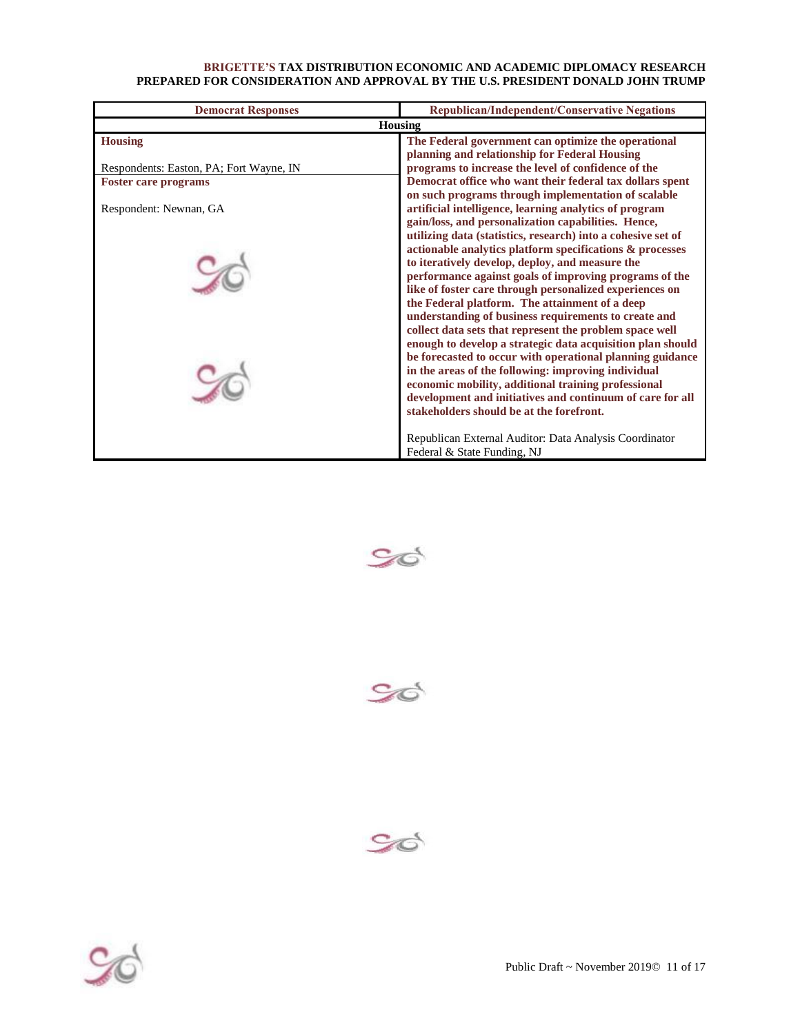| Democrat Responses | Republican/Independent/Conservative Negations |
|---|---|
| **Housing** | |
| **Housing**<br><br>Respondents: Easton, PA; Fort Wayne, IN<br><br>**Foster care programs**<br><br>Respondent: Newnan, GA | **The Federal government can optimize the operational planning and relationship for Federal Housing programs to increase the level of confidence of the Democrat office who want their federal tax dollars spent on such programs through implementation of scalable artificial intelligence, learning analytics of program gain/loss, and personalization capabilities. Hence, utilizing data (statistics, research) into a cohesive set of actionable analytics platform specifications & processes to iteratively develop, deploy, and measure the performance against goals of improving programs of the like of foster care through personalized experiences on the Federal platform. The attainment of a deep understanding of business requirements to create and collect data sets that represent the problem space well enough to develop a strategic data acquisition plan should be forecasted to occur with operational planning guidance in the areas of the following: improving individual economic mobility, additional training professional development and initiatives and continuum of care for all stakeholders should be at the forefront.**<br><br>Republican External Auditor: Data Analysis Coordinator Federal & State Funding, NJ |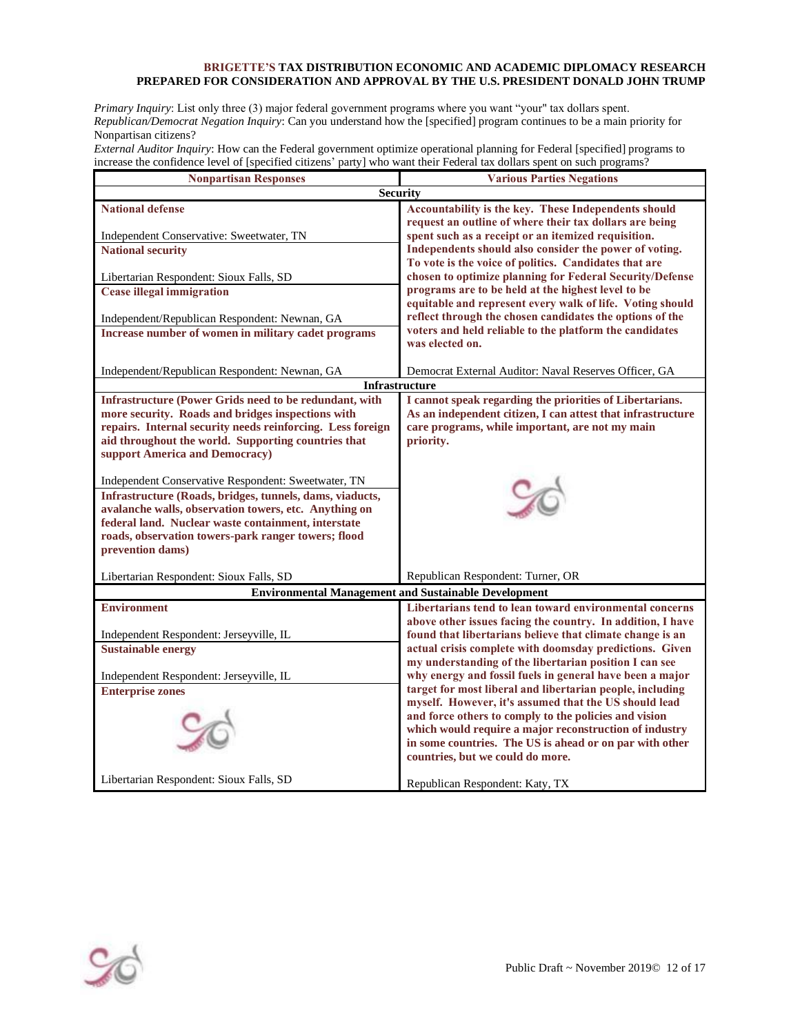**BRIGETTE'S TAX DISTRIBUTION ECONOMIC AND ACADEMIC DIPLOMACY RESEARCH**
**PREPARED FOR CONSIDERATION AND APPROVAL BY THE U.S. PRESIDENT DONALD JOHN TRUMP**

*Primary Inquiry*: List only three (3) major federal government programs where you want "your" tax dollars spent.
*Republican/Democrat Negation Inquiry*: Can you understand how the [specified] program continues to be a main priority for Nonpartisan citizens?
*External Auditor Inquiry*: How can the Federal government optimize operational planning for Federal [specified] programs to increase the confidence level of [specified citizens' party] who want their Federal tax dollars spent on such programs?

| Nonpartisan Responses | Various Parties Negations |
|---|---|
| **Security** | |
| **National defense**<br><br>Independent Conservative: Sweetwater, TN<br><br>**National security**<br><br>Libertarian Respondent: Sioux Falls, SD<br><br>**Cease illegal immigration**<br><br>Independent/Republican Respondent: Newnan, GA<br><br>**Increase number of women in military cadet programs**<br><br>Independent/Republican Respondent: Newnan, GA | **Accountability is the key. These Independents should request an outline of where their tax dollars are being spent such as a receipt or an itemized requisition. Independents should also consider the power of voting. To vote is the voice of politics. Candidates that are chosen to optimize planning for Federal Security/Defense programs are to be held at the highest level to be equitable and represent every walk of life. Voting should reflect through the chosen candidates the options of the voters and held reliable to the platform the candidates was elected on.**<br><br>Democrat External Auditor: Naval Reserves Officer, GA |
| **Infrastructure** | |
| **Infrastructure (Power Grids need to be redundant, with more security. Roads and bridges inspections with repairs. Internal security needs reinforcing. Less foreign aid throughout the world. Supporting countries that support America and Democracy)**<br><br>Independent Conservative Respondent: Sweetwater, TN<br><br>**Infrastructure (Roads, bridges, tunnels, dams, viaducts, avalanche walls, observation towers, etc. Anything on federal land. Nuclear waste containment, interstate roads, observation towers-park ranger towers; flood prevention dams)**<br><br>Libertarian Respondent: Sioux Falls, SD | **I cannot speak regarding the priorities of Libertarians. As an independent citizen, I can attest that infrastructure care programs, while important, are not my main priority.**<br><br>Republican Respondent: Turner, OR |
| **Environmental Management and Sustainable Development** | |
| **Environment**<br><br>Independent Respondent: Jerseyville, IL<br><br>**Sustainable energy**<br><br>Independent Respondent: Jerseyville, IL<br><br>**Enterprise zones**<br><br>Libertarian Respondent: Sioux Falls, SD | **Libertarians tend to lean toward environmental concerns above other issues facing the country. In addition, I have found that libertarians believe that climate change is an actual crisis complete with doomsday predictions. Given my understanding of the libertarian position I can see why energy and fossil fuels in general have been a major target for most liberal and libertarian people, including myself. However, it's assumed that the US should lead and force others to comply to the policies and vision which would require a major reconstruction of industry in some countries. The US is ahead or on par with other countries, but we could do more.**<br><br>Republican Respondent: Katy, TX |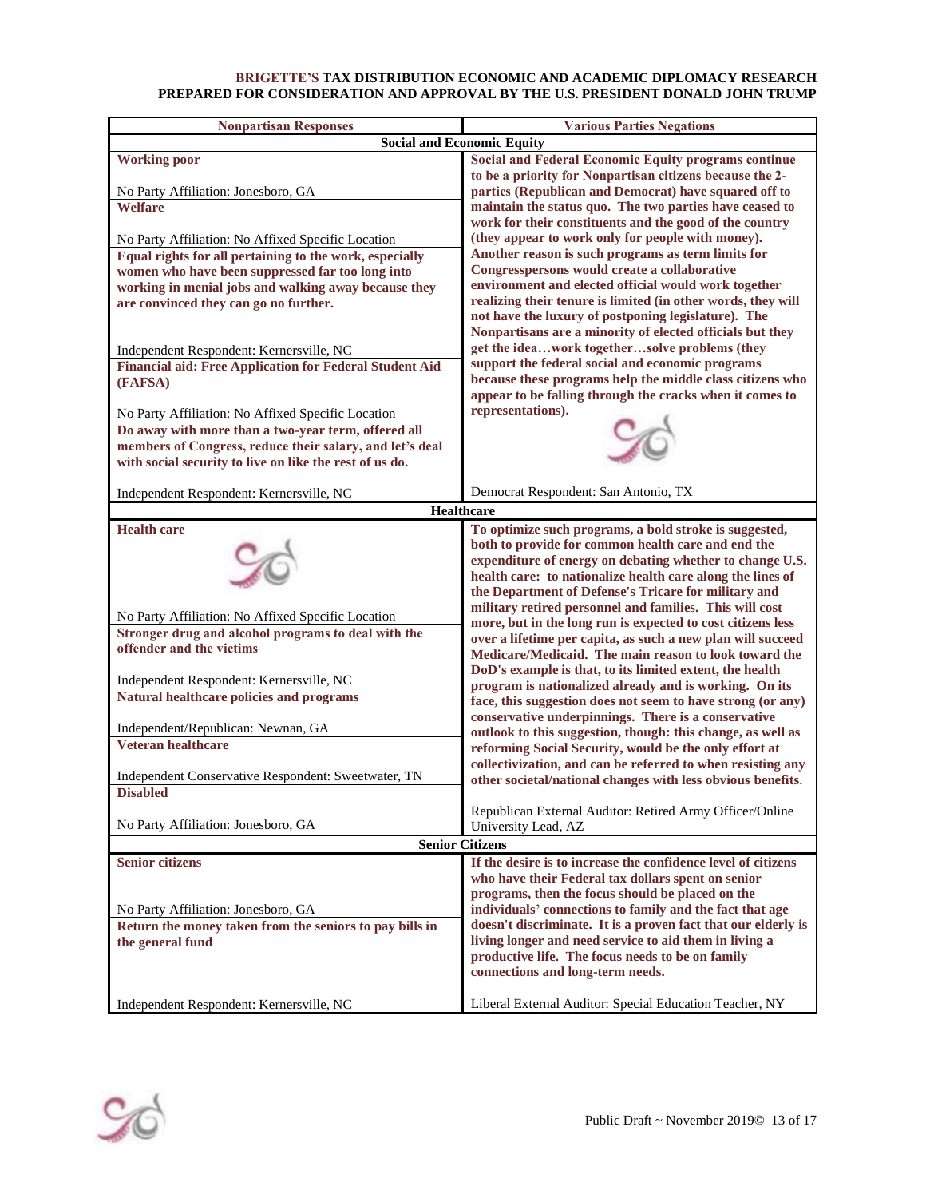**BRIGETTE'S TAX DISTRIBUTION ECONOMIC AND ACADEMIC DIPLOMACY RESEARCH**
**PREPARED FOR CONSIDERATION AND APPROVAL BY THE U.S. PRESIDENT DONALD JOHN TRUMP**

| Nonpartisan Responses | Various Parties Negations |
|---|---|
| **Social and Economic Equity** | |
| **Working poor**<br><br>No Party Affiliation: Jonesboro, GA<br><br>**Welfare**<br><br>No Party Affiliation: No Affixed Specific Location<br><br>**Equal rights for all pertaining to the work, especially women who have been suppressed far too long into working in menial jobs and walking away because they are convinced they can go no further.**<br><br>Independent Respondent: Kernersville, NC<br><br>**Financial aid: Free Application for Federal Student Aid (FAFSA)**<br><br>No Party Affiliation: No Affixed Specific Location<br><br>**Do away with more than a two-year term, offered all members of Congress, reduce their salary, and let's deal with social security to live on like the rest of us do.**<br><br>Independent Respondent: Kernersville, NC | **Social and Federal Economic Equity programs continue to be a priority for Nonpartisan citizens because the 2-parties (Republican and Democrat) have squared off to maintain the status quo. The two parties have ceased to work for their constituents and the good of the country (they appear to work only for people with money). Another reason is such programs as term limits for Congresspersons would create a collaborative environment and elected official would work together realizing their tenure is limited (in other words, they will not have the luxury of postponing legislature). The Nonpartisans are a minority of elected officials but they get the idea…work together…solve problems (they support the federal social and economic programs because these programs help the middle class citizens who appear to be falling through the cracks when it comes to representations).**<br><br>Democrat Respondent: San Antonio, TX |
| **Healthcare** | |
| **Health care**<br><br>No Party Affiliation: No Affixed Specific Location<br><br>**Stronger drug and alcohol programs to deal with the offender and the victims**<br><br>Independent Respondent: Kernersville, NC<br><br>**Natural healthcare policies and programs**<br><br>Independent/Republican: Newnan, GA<br><br>**Veteran healthcare**<br><br>Independent Conservative Respondent: Sweetwater, TN<br><br>**Disabled**<br><br>No Party Affiliation: Jonesboro, GA | **To optimize such programs, a bold stroke is suggested, both to provide for common health care and end the expenditure of energy on debating whether to change U.S. health care: to nationalize health care along the lines of the Department of Defense's Tricare for military and military retired personnel and families. This will cost more, but in the long run is expected to cost citizens less over a lifetime per capita, as such a new plan will succeed Medicare/Medicaid. The main reason to look toward the DoD's example is that, to its limited extent, the health program is nationalized already and is working. On its face, this suggestion does not seem to have strong (or any) conservative underpinnings. There is a conservative outlook to this suggestion, though: this change, as well as reforming Social Security, would be the only effort at collectivization, and can be referred to when resisting any other societal/national changes with less obvious benefits.**<br><br>Republican External Auditor: Retired Army Officer/Online University Lead, AZ |
| **Senior Citizens** | |
| **Senior citizens**<br><br>No Party Affiliation: Jonesboro, GA<br><br>**Return the money taken from the seniors to pay bills in the general fund**<br><br>Independent Respondent: Kernersville, NC | **If the desire is to increase the confidence level of citizens who have their Federal tax dollars spent on senior programs, then the focus should be placed on the individuals' connections to family and the fact that age doesn't discriminate. It is a proven fact that our elderly is living longer and need service to aid them in living a productive life. The focus needs to be on family connections and long-term needs.**<br><br>Liberal External Auditor: Special Education Teacher, NY |

Public Draft ~ November 2019©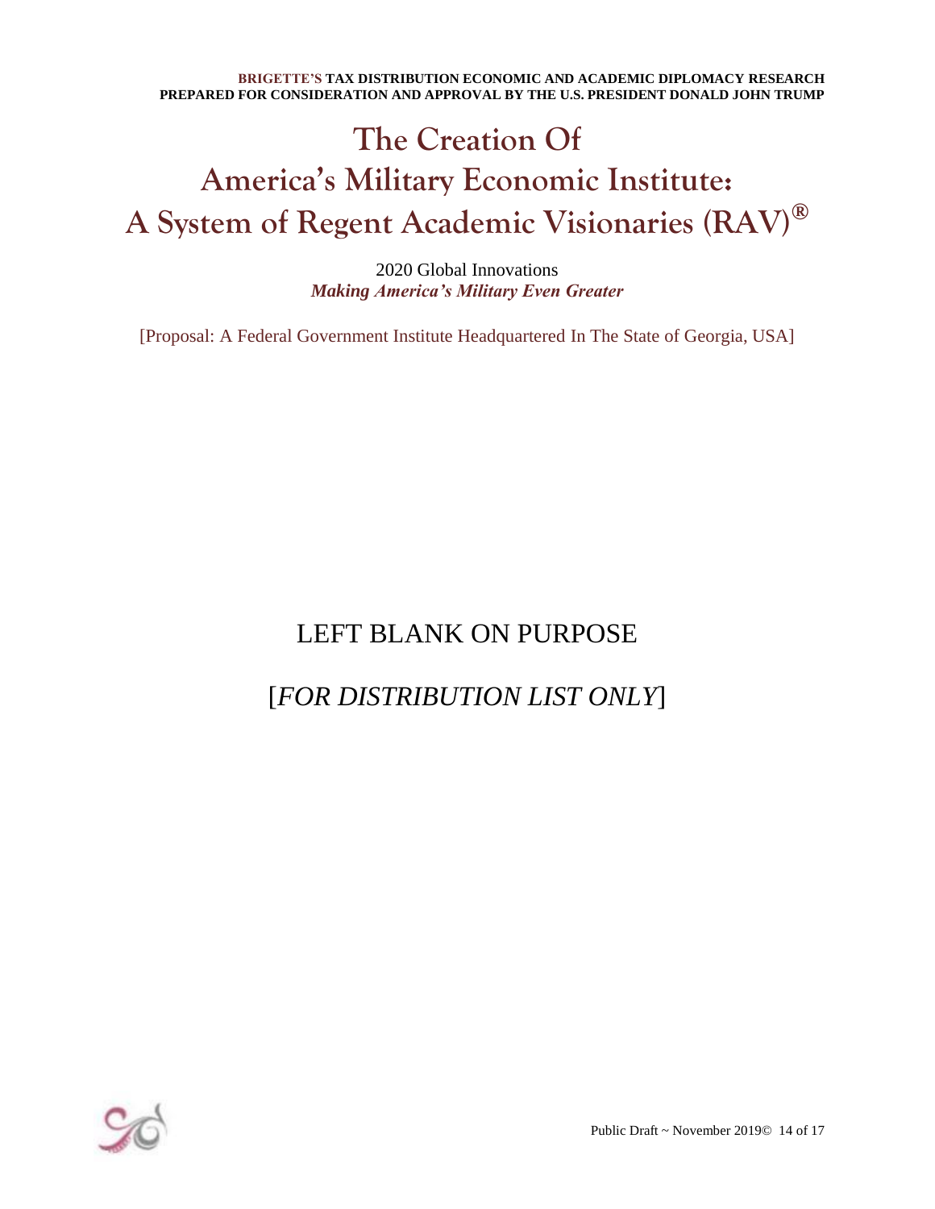# The Creation Of America's Military Economic Institute: A System of Regent Academic Visionaries (RAV)®

2020 Global Innovations

***Making America's Military Even Greater***

[Proposal: A Federal Government Institute Headquartered In The State of Georgia, USA]

LEFT BLANK ON PURPOSE

[*FOR DISTRIBUTION LIST ONLY*]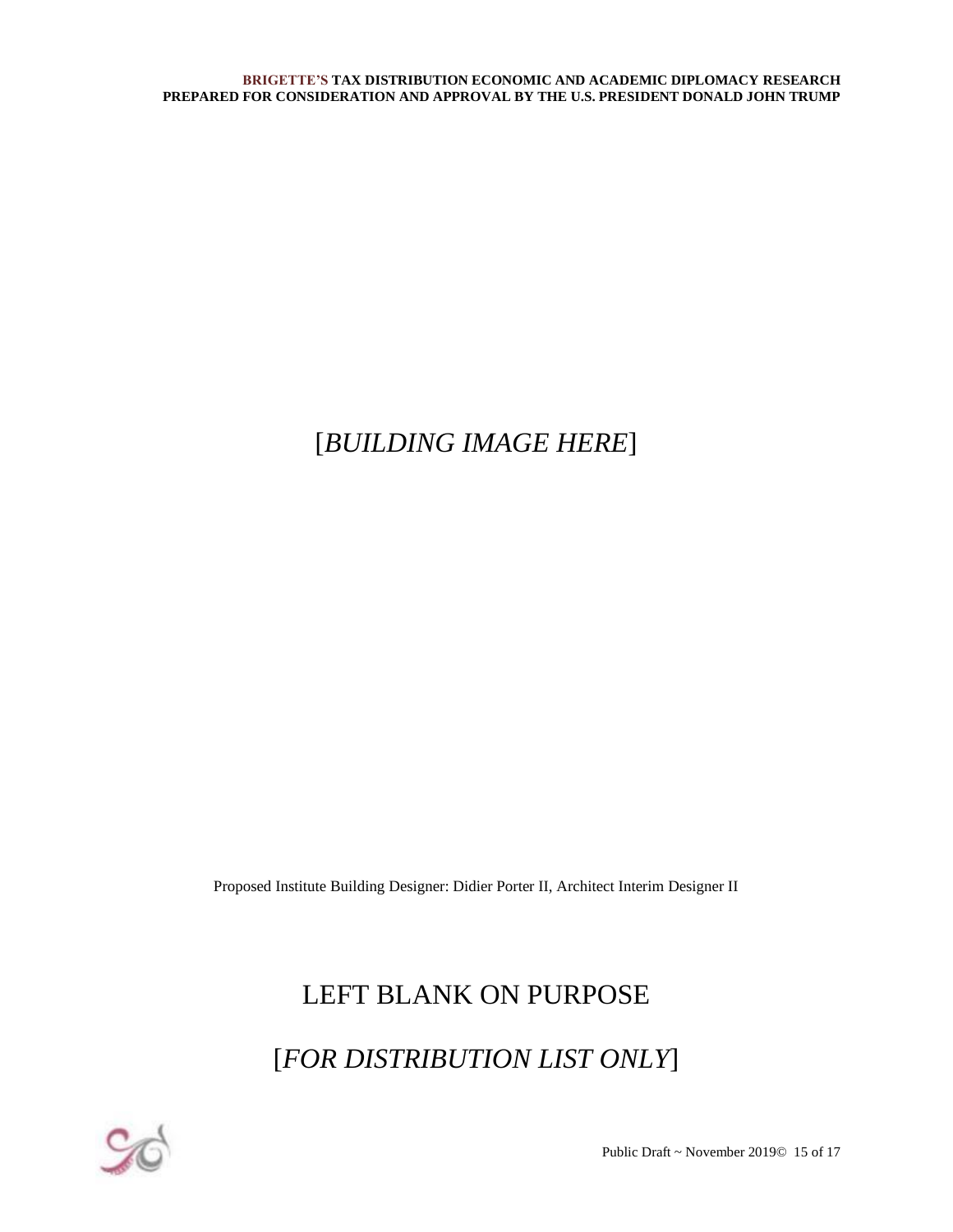[*BUILDING IMAGE HERE*]

Proposed Institute Building Designer: Didier Porter II, Architect Interim Designer II

LEFT BLANK ON PURPOSE

[*FOR DISTRIBUTION LIST ONLY*]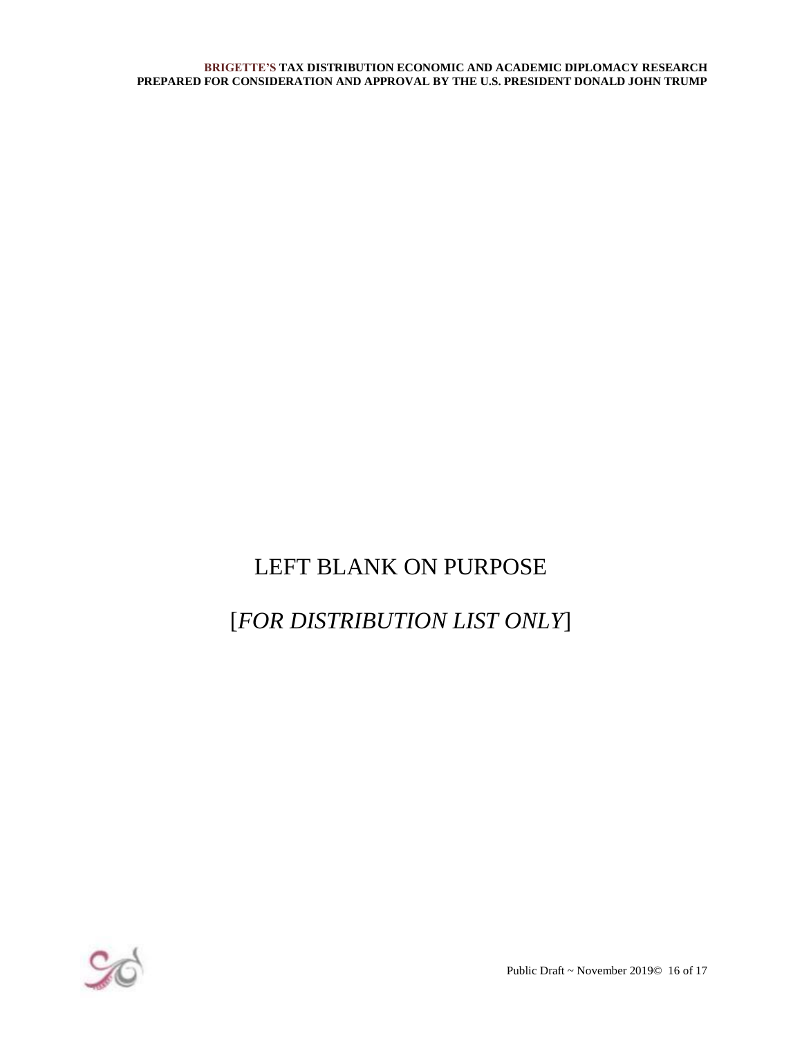LEFT BLANK ON PURPOSE

[*FOR DISTRIBUTION LIST ONLY*]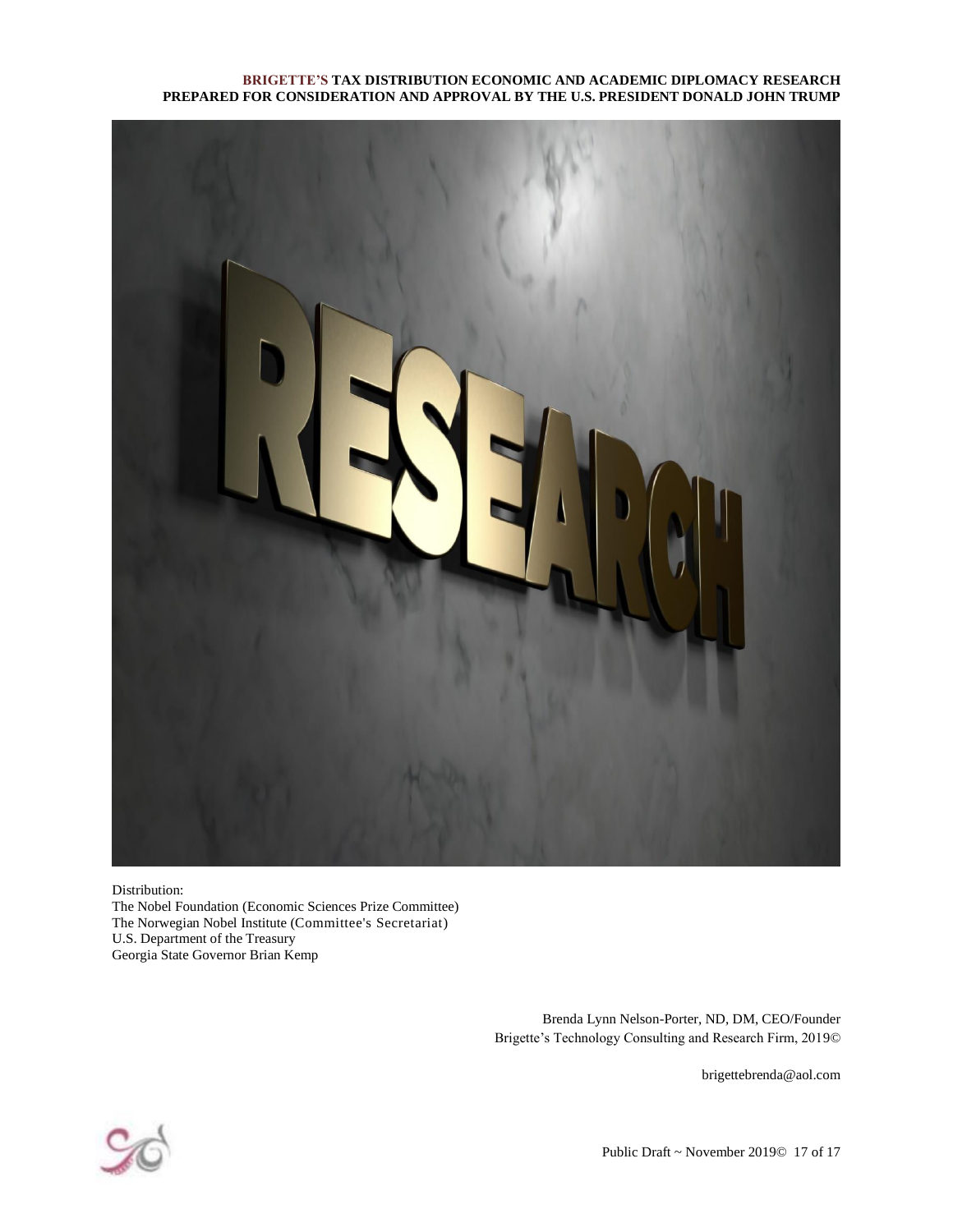Distribution:
The Nobel Foundation (Economic Sciences Prize Committee)
The Norwegian Nobel Institute (Committee's Secretariat)
U.S. Department of the Treasury
Georgia State Governor Brian Kemp

Brenda Lynn Nelson-Porter, ND, DM, CEO/Founder
Brigette's Technology Consulting and Research Firm, 2019©

brigettebrenda@aol.com